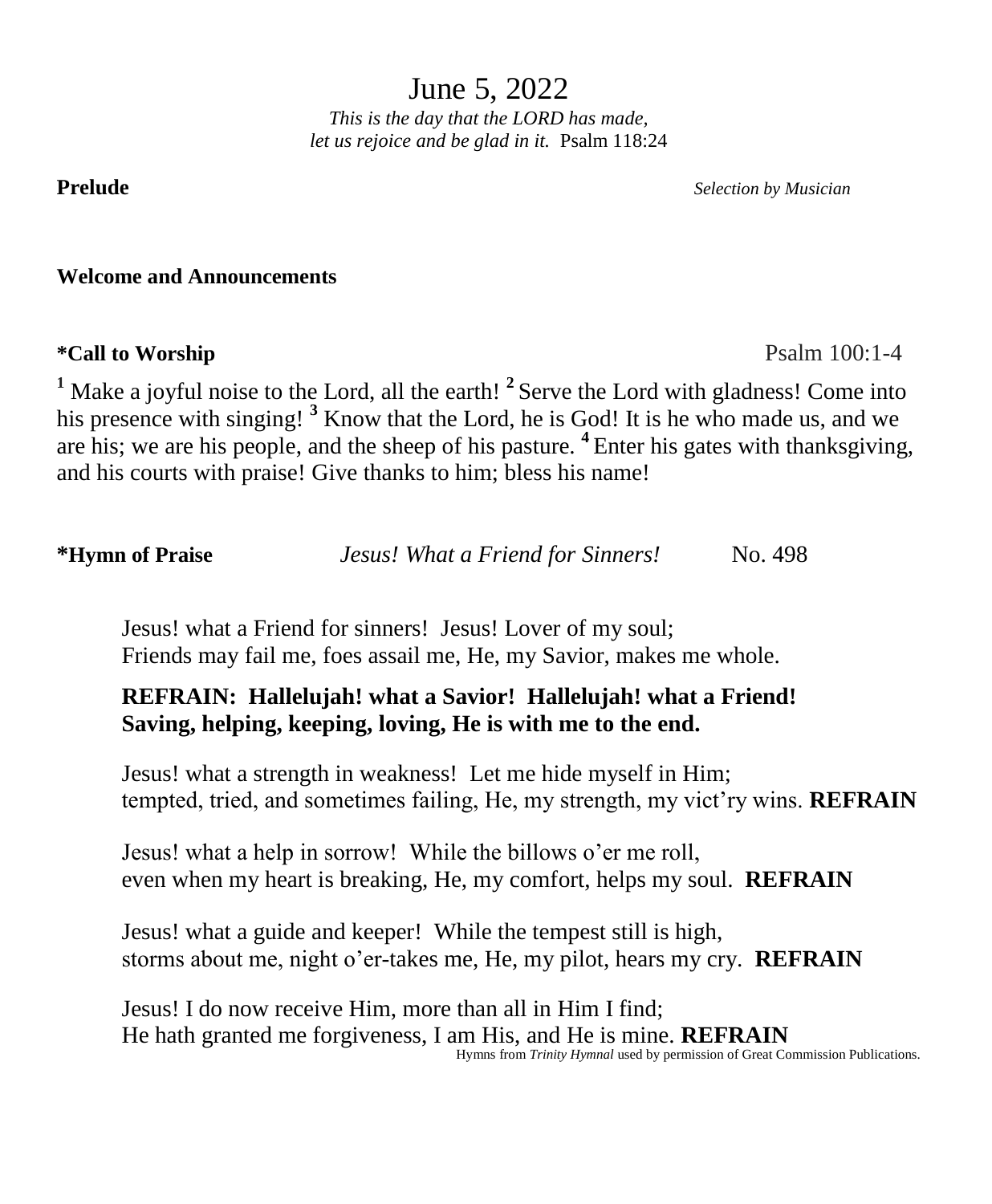# June 5, 2022

*This is the day that the LORD has made,*
*let us rejoice and be glad in it.* Psalm 118:24

**Prelude** *Selection by Musician*

**Welcome and Announcements**

**\*Call to Worship** Psalm 100:1-4

[1] Make a joyful noise to the Lord, all the earth! [2] Serve the Lord with gladness! Come into his presence with singing! [3] Know that the Lord, he is God! It is he who made us, and we are his; we are his people, and the sheep of his pasture. [4] Enter his gates with thanksgiving, and his courts with praise! Give thanks to him; bless his name!

**\*Hymn of Praise** *Jesus! What a Friend for Sinners!* No. 498

Jesus! what a Friend for sinners! Jesus! Lover of my soul;
Friends may fail me, foes assail me, He, my Savior, makes me whole.

**REFRAIN: Hallelujah! what a Savior! Hallelujah! what a Friend!**
**Saving, helping, keeping, loving, He is with me to the end.**

Jesus! what a strength in weakness! Let me hide myself in Him;
tempted, tried, and sometimes failing, He, my strength, my vict'ry wins. **REFRAIN**

Jesus! what a help in sorrow! While the billows o'er me roll,
even when my heart is breaking, He, my comfort, helps my soul. **REFRAIN**

Jesus! what a guide and keeper! While the tempest still is high,
storms about me, night o'er-takes me, He, my pilot, hears my cry. **REFRAIN**

Jesus! I do now receive Him, more than all in Him I find;
He hath granted me forgiveness, I am His, and He is mine. **REFRAIN**

Hymns from *Trinity Hymnal* used by permission of Great Commission Publications.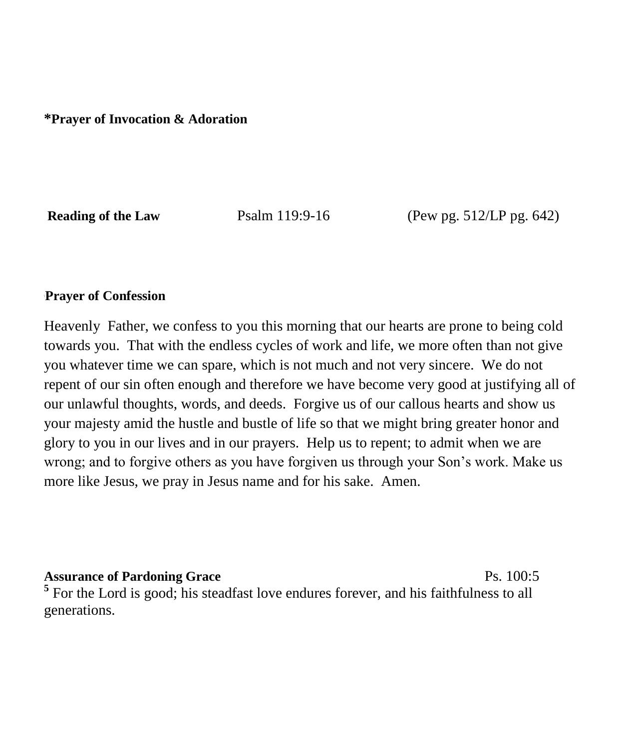**\*Prayer of Invocation & Adoration**

**Reading of the Law** Psalm 119:9-16 (Pew pg. 512/LP pg. 642)

**Prayer of Confession**

Heavenly Father, we confess to you this morning that our hearts are prone to being cold towards you. That with the endless cycles of work and life, we more often than not give you whatever time we can spare, which is not much and not very sincere. We do not repent of our sin often enough and therefore we have become very good at justifying all of our unlawful thoughts, words, and deeds. Forgive us of our callous hearts and show us your majesty amid the hustle and bustle of life so that we might bring greater honor and glory to you in our lives and in our prayers. Help us to repent; to admit when we are wrong; and to forgive others as you have forgiven us through your Son's work. Make us more like Jesus, we pray in Jesus name and for his sake. Amen.

**Assurance of Pardoning Grace** Ps. 100:5

[5] For the Lord is good; his steadfast love endures forever, and his faithfulness to all generations.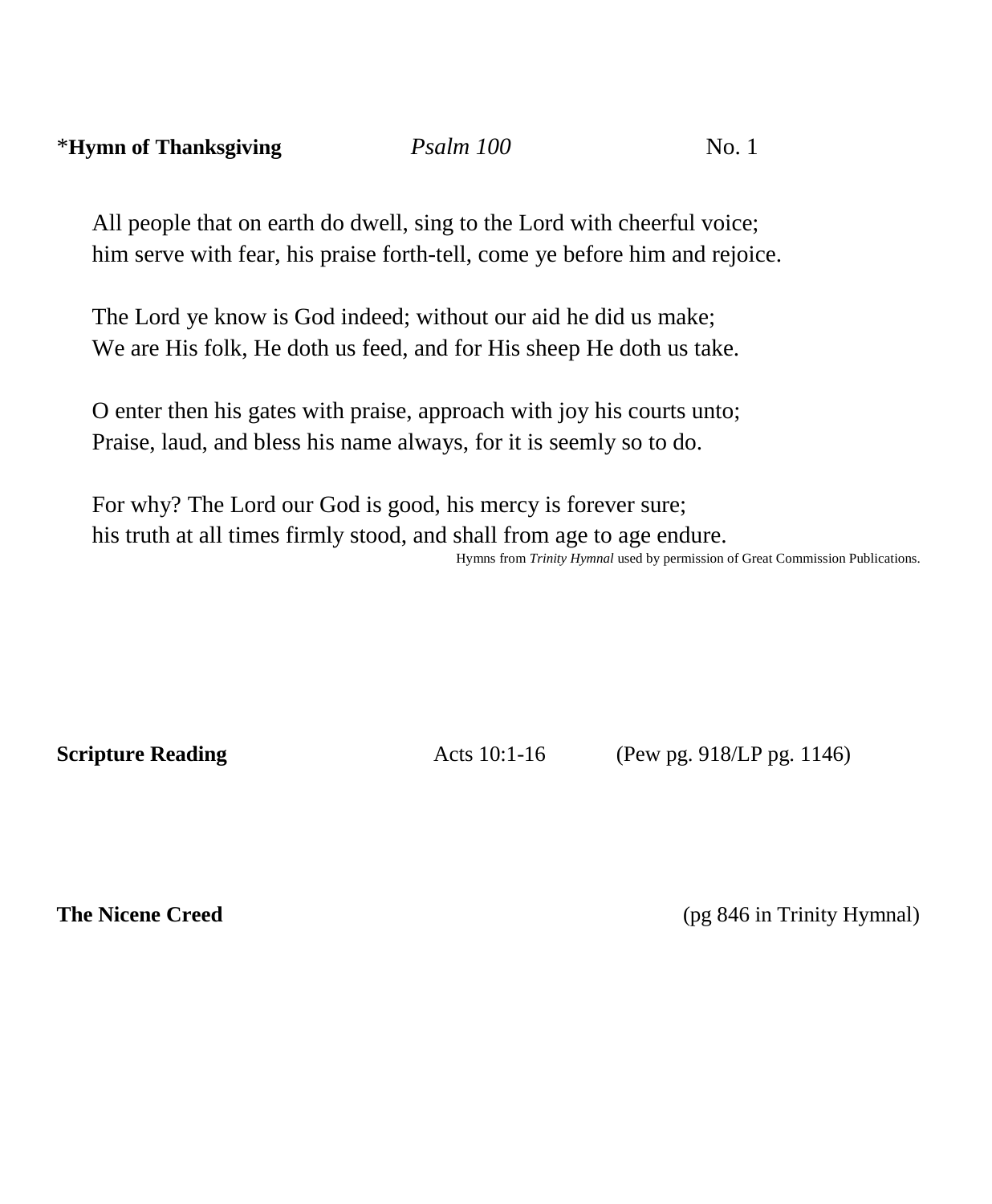*__Hymn of Thanksgiving__ *Psalm 100* No. 1

All people that on earth do dwell, sing to the Lord with cheerful voice;
him serve with fear, his praise forth-tell, come ye before him and rejoice.

The Lord ye know is God indeed; without our aid he did us make;
We are His folk, He doth us feed, and for His sheep He doth us take.

O enter then his gates with praise, approach with joy his courts unto;
Praise, laud, and bless his name always, for it is seemly so to do.

For why? The Lord our God is good, his mercy is forever sure;
his truth at all times firmly stood, and shall from age to age endure.

Hymns from *Trinity Hymnal* used by permission of Great Commission Publications.

**Scripture Reading** Acts 10:1-16 (Pew pg. 918/LP pg. 1146)

**The Nicene Creed** (pg 846 in Trinity Hymnal)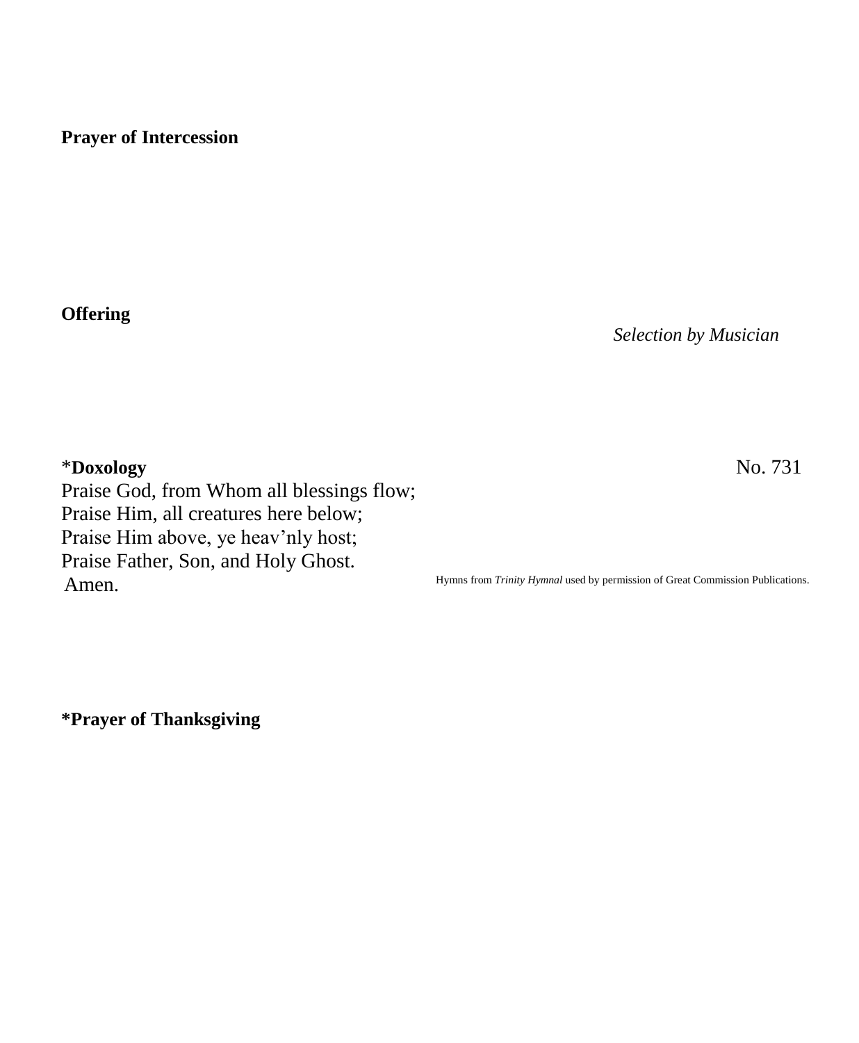**Prayer of Intercession**

**Offering**

*Selection by Musician*

*__Doxology__ No. 731

Praise God, from Whom all blessings flow;
Praise Him, all creatures here below;
Praise Him above, ye heav'nly host;
Praise Father, Son, and Holy Ghost.
Amen.

Hymns from *Trinity Hymnal* used by permission of Great Commission Publications.

**\*Prayer of Thanksgiving**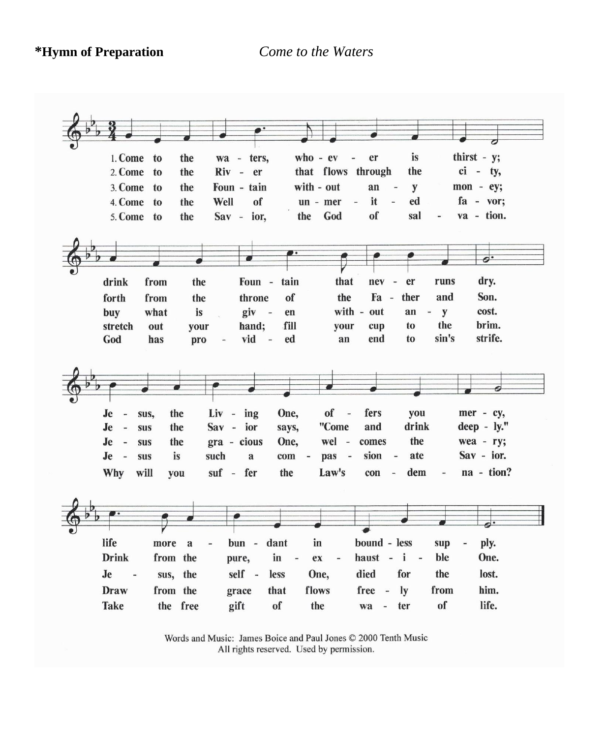**\*Hymn of Preparation** *Come to the Waters*

1. Come to the waters, whoever is thirsty; drink from the Fountain that never runs dry. Jesus, the Living One, offers you mercy, life more abundant in boundless supply.

2. Come to the River that flows through the city, forth from the throne of the Father and Son. Jesus the Savior says, "Come and drink deeply." Drink from the pure, inexhaustible One.

3. Come to the Fountain without any money; buy what is given without any cost. Jesus the gracious One, welcomes the weary; Jesus, the selfless One, died for the lost.

4. Come to the Well of unmerited favor; stretch out your hand; fill your cup to the brim. Jesus is such a compassionate Savior. Draw from the grace that flows freely from him.

5. Come to the Savior, the God of salvation. God has provided an end to sin's strife. Why will you suffer the Law's condemnation? Take the free gift of the water of life.

Words and Music: James Boice and Paul Jones © 2000 Tenth Music
All rights reserved. Used by permission.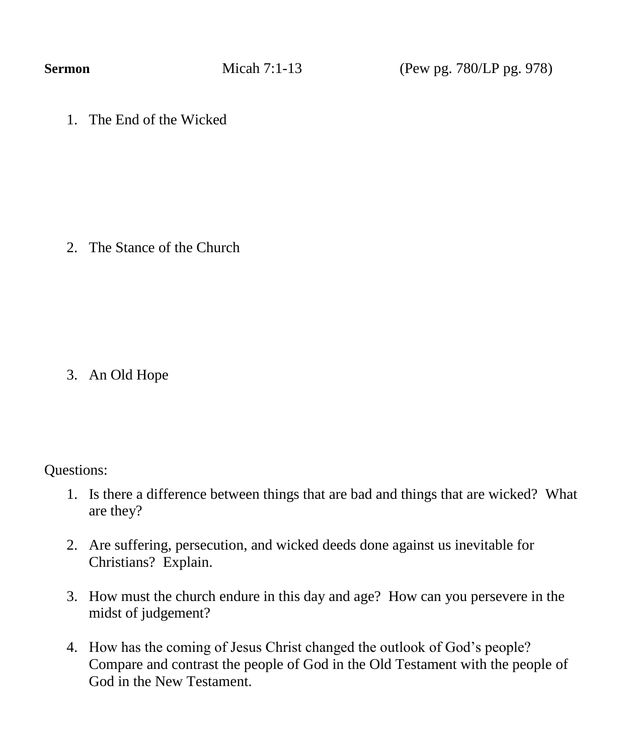**Sermon** Micah 7:1-13 (Pew pg. 780/LP pg. 978)

1. The End of the Wicked

2. The Stance of the Church

3. An Old Hope

Questions:

1. Is there a difference between things that are bad and things that are wicked? What are they?

2. Are suffering, persecution, and wicked deeds done against us inevitable for Christians? Explain.

3. How must the church endure in this day and age? How can you persevere in the midst of judgement?

4. How has the coming of Jesus Christ changed the outlook of God's people? Compare and contrast the people of God in the Old Testament with the people of God in the New Testament.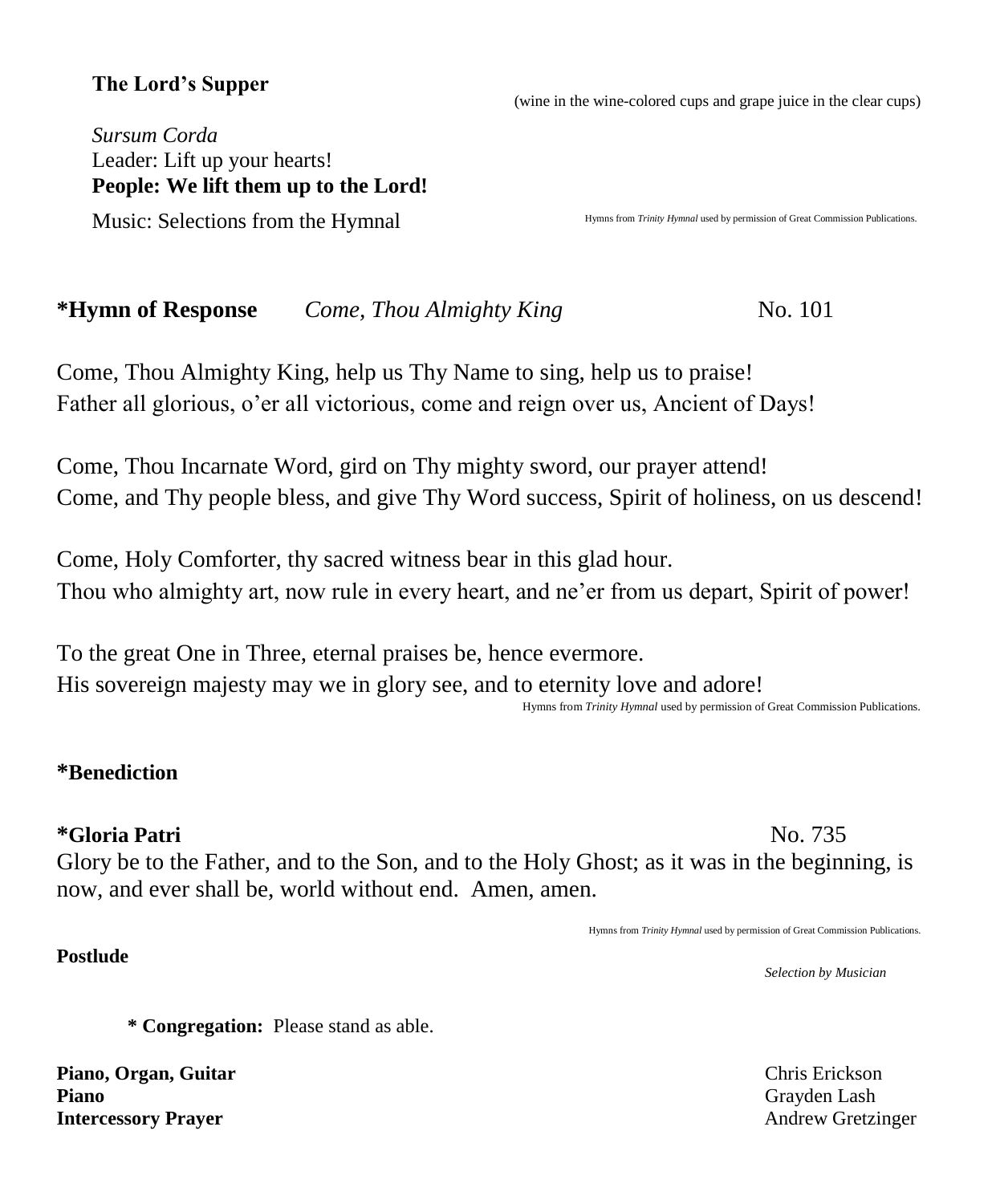**The Lord's Supper**

(wine in the wine-colored cups and grape juice in the clear cups)

*Sursum Corda*
Leader: Lift up your hearts!
**People: We lift them up to the Lord!**

Music: Selections from the Hymnal

Hymns from *Trinity Hymnal* used by permission of Great Commission Publications.

**\*Hymn of Response** *Come, Thou Almighty King* No. 101

Come, Thou Almighty King, help us Thy Name to sing, help us to praise!
Father all glorious, o'er all victorious, come and reign over us, Ancient of Days!

Come, Thou Incarnate Word, gird on Thy mighty sword, our prayer attend!
Come, and Thy people bless, and give Thy Word success, Spirit of holiness, on us descend!

Come, Holy Comforter, thy sacred witness bear in this glad hour.
Thou who almighty art, now rule in every heart, and ne'er from us depart, Spirit of power!

To the great One in Three, eternal praises be, hence evermore.
His sovereign majesty may we in glory see, and to eternity love and adore!

Hymns from *Trinity Hymnal* used by permission of Great Commission Publications.

**\*Benediction**

**\*Gloria Patri** No. 735

Glory be to the Father, and to the Son, and to the Holy Ghost; as it was in the beginning, is now, and ever shall be, world without end. Amen, amen.

Hymns from *Trinity Hymnal* used by permission of Great Commission Publications.

**Postlude**

*Selection by Musician*

**\* Congregation:** Please stand as able.

**Piano, Organ, Guitar** Chris Erickson
**Piano** Grayden Lash
**Intercessory Prayer** Andrew Gretzinger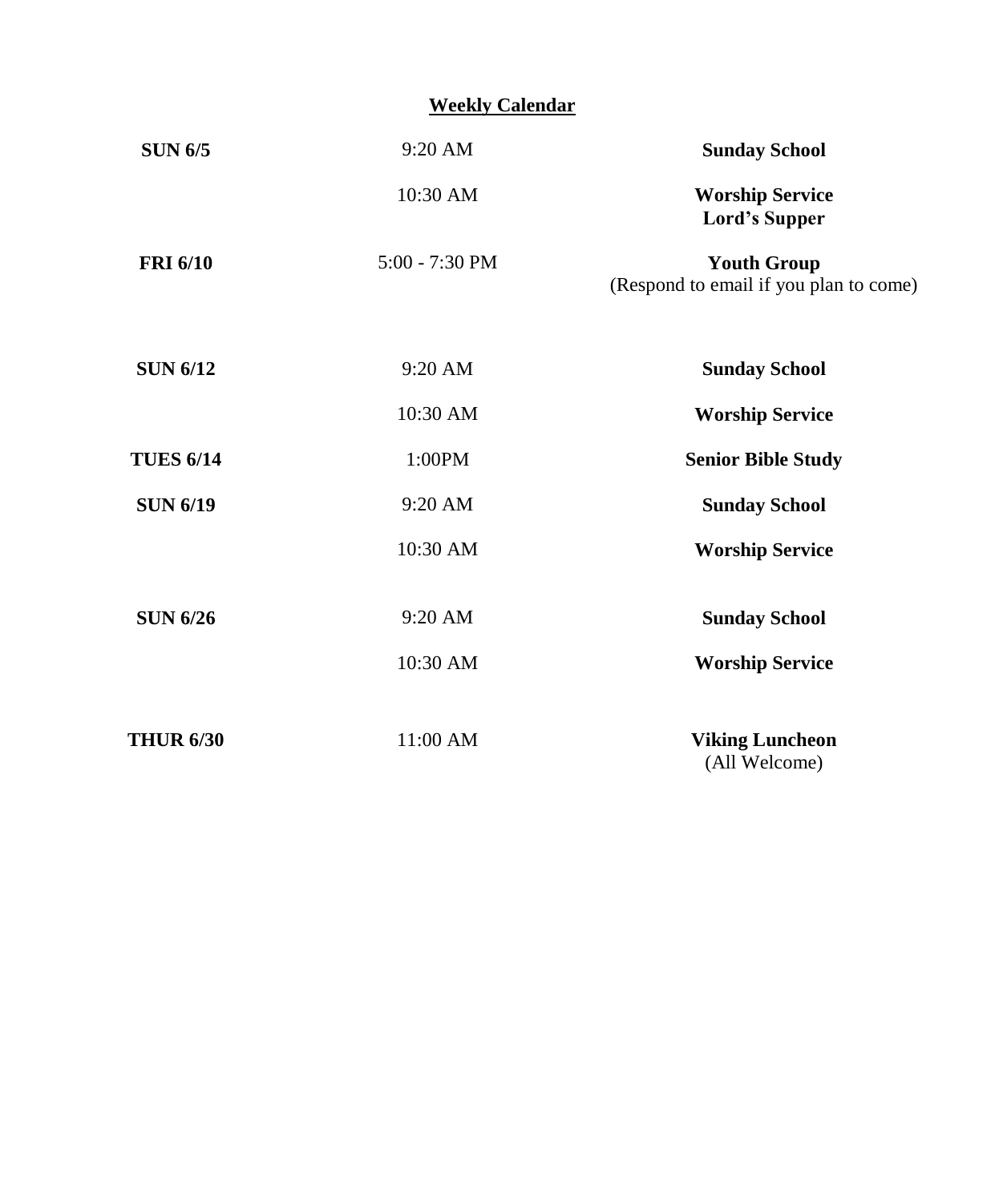## Weekly Calendar

| | | |
|---|---|---|
| **SUN 6/5** | 9:20 AM | **Sunday School** |
| | 10:30 AM | **Worship Service**<br>**Lord's Supper** |
| **FRI 6/10** | 5:00 - 7:30 PM | **Youth Group**<br>(Respond to email if you plan to come) |
| **SUN 6/12** | 9:20 AM | **Sunday School** |
| | 10:30 AM | **Worship Service** |
| **TUES 6/14** | 1:00PM | **Senior Bible Study** |
| **SUN 6/19** | 9:20 AM | **Sunday School** |
| | 10:30 AM | **Worship Service** |
| **SUN 6/26** | 9:20 AM | **Sunday School** |
| | 10:30 AM | **Worship Service** |
| **THUR 6/30** | 11:00 AM | **Viking Luncheon**<br>(All Welcome) |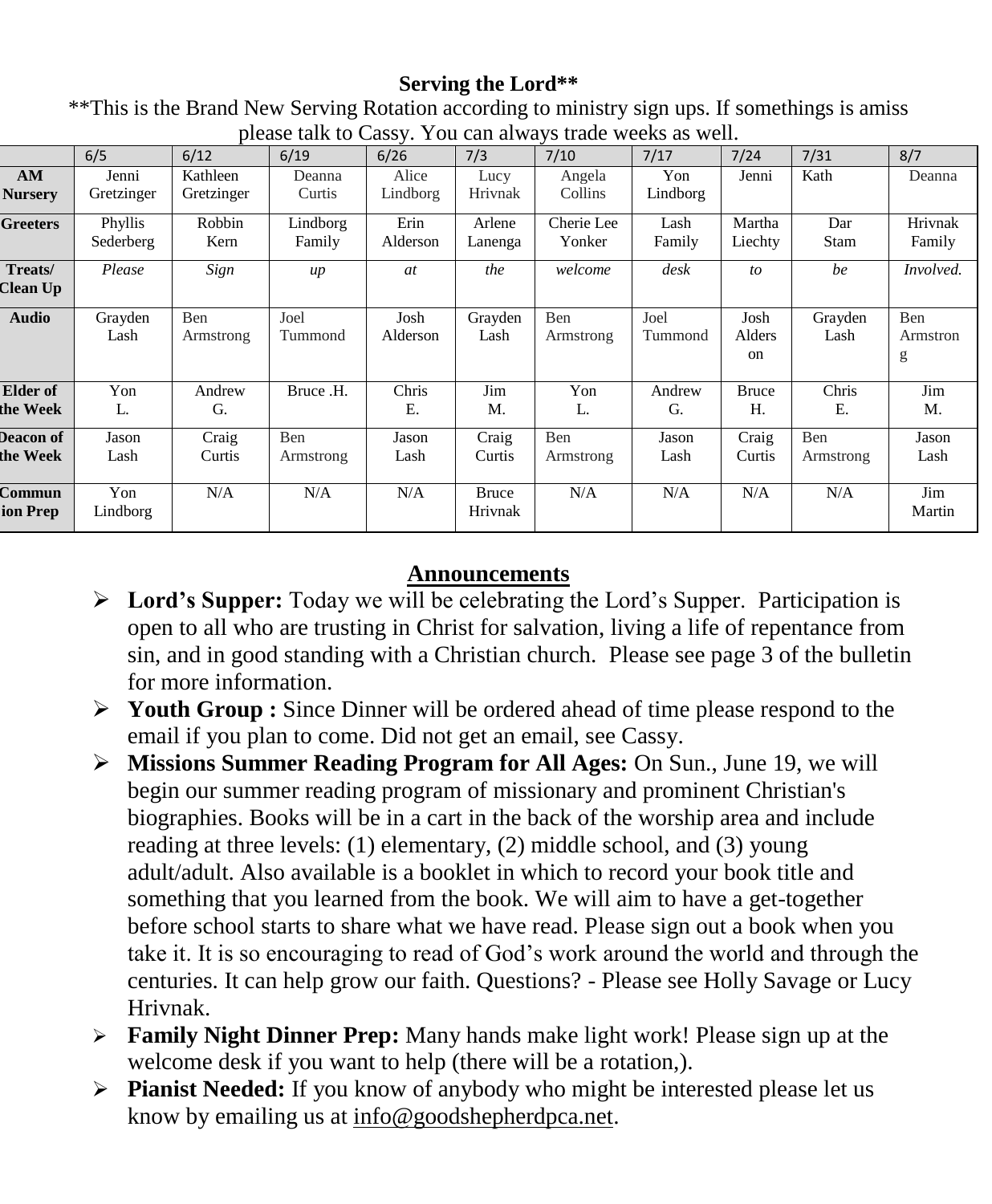**Serving the Lord****

**This is the Brand New Serving Rotation according to ministry sign ups. If somethings is amiss please talk to Cassy. You can always trade weeks as well.

| | 6/5 | 6/12 | 6/19 | 6/26 | 7/3 | 7/10 | 7/17 | 7/24 | 7/31 | 8/7 |
|---|---|---|---|---|---|---|---|---|---|---|
| **AM Nursery** | Jenni Gretzinger | Kathleen Gretzinger | Deanna Curtis | Alice Lindborg | Lucy Hrivnak | Angela Collins | Yon Lindborg | Jenni | Kath | Deanna |
| **Greeters** | Phyllis Sederberg | Robbin Kern | Lindborg Family | Erin Alderson | Arlene Lanenga | Cherie Lee Yonker | Lash Family | Martha Liechty | Dar Stam | Hrivnak Family |
| **Treats/ Clean Up** | *Please* | *Sign* | *up* | *at* | *the* | *welcome* | *desk* | *to* | *be* | *Involved.* |
| **Audio** | Grayden Lash | Ben Armstrong | Joel Tummond | Josh Alderson | Grayden Lash | Ben Armstrong | Joel Tummond | Josh Alderson | Grayden Lash | Ben Armstrong |
| **Elder of the Week** | Yon L. | Andrew G. | Bruce .H. | Chris E. | Jim M. | Yon L. | Andrew G. | Bruce H. | Chris E. | Jim M. |
| **Deacon of the Week** | Jason Lash | Craig Curtis | Ben Armstrong | Jason Lash | Craig Curtis | Ben Armstrong | Jason Lash | Craig Curtis | Ben Armstrong | Jason Lash |
| **Communion Prep** | Yon Lindborg | N/A | N/A | N/A | Bruce Hrivnak | N/A | N/A | N/A | N/A | Jim Martin |

## Announcements

- **Lord's Supper:** Today we will be celebrating the Lord's Supper. Participation is open to all who are trusting in Christ for salvation, living a life of repentance from sin, and in good standing with a Christian church. Please see page 3 of the bulletin for more information.
- **Youth Group :** Since Dinner will be ordered ahead of time please respond to the email if you plan to come. Did not get an email, see Cassy.
- **Missions Summer Reading Program for All Ages:** On Sun., June 19, we will begin our summer reading program of missionary and prominent Christian's biographies. Books will be in a cart in the back of the worship area and include reading at three levels: (1) elementary, (2) middle school, and (3) young adult/adult. Also available is a booklet in which to record your book title and something that you learned from the book. We will aim to have a get-together before school starts to share what we have read. Please sign out a book when you take it. It is so encouraging to read of God's work around the world and through the centuries. It can help grow our faith. Questions? - Please see Holly Savage or Lucy Hrivnak.
- **Family Night Dinner Prep:** Many hands make light work! Please sign up at the welcome desk if you want to help (there will be a rotation,).
- **Pianist Needed:** If you know of anybody who might be interested please let us know by emailing us at info@goodshepherdpca.net.